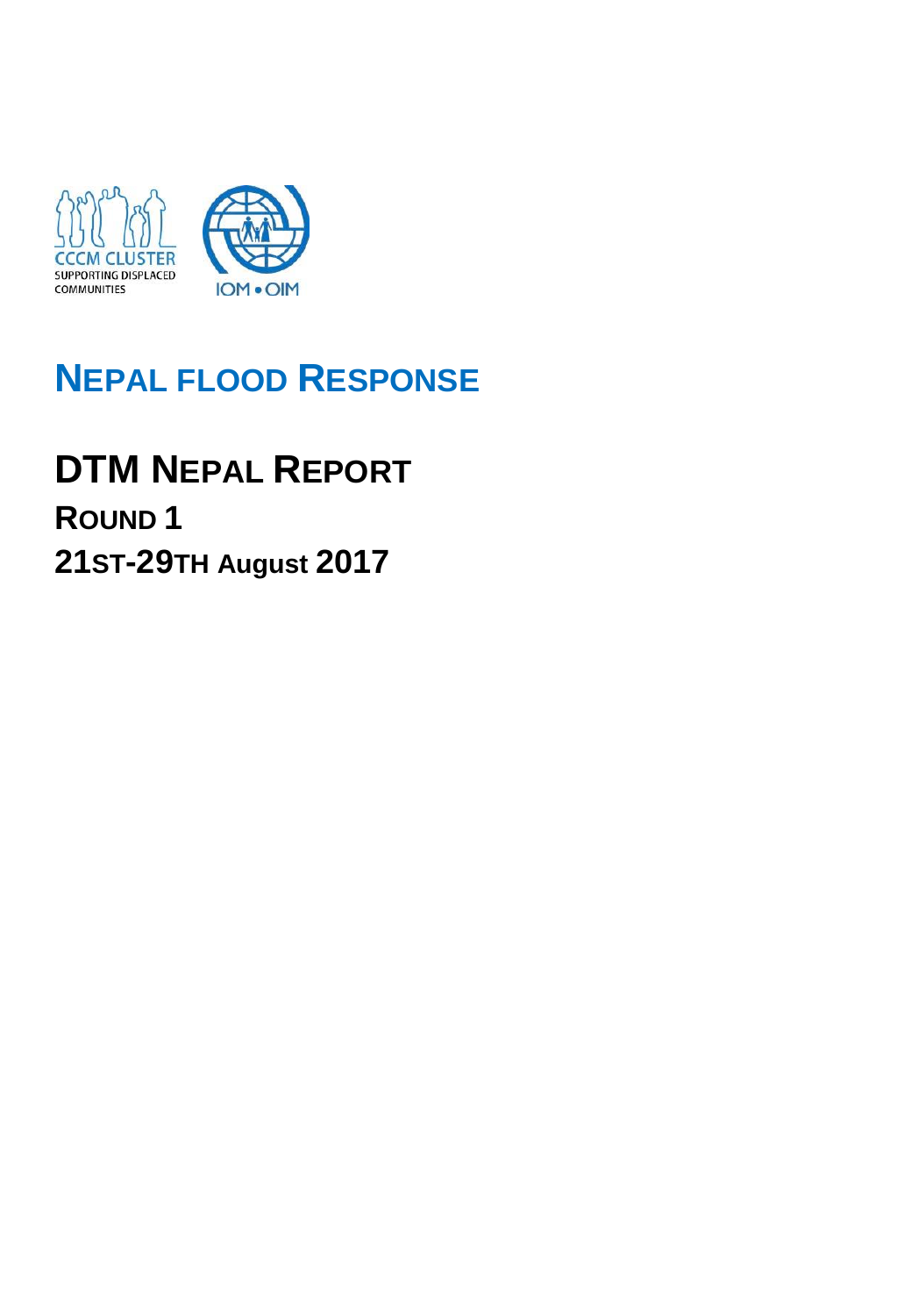CCCM CLUSTER
SUPPORTING DISPLACED COMMUNITIES

IOM • OIM

# NEPAL FLOOD RESPONSE

# DTM NEPAL REPORT

## ROUND 1

## 21ST-29TH August 2017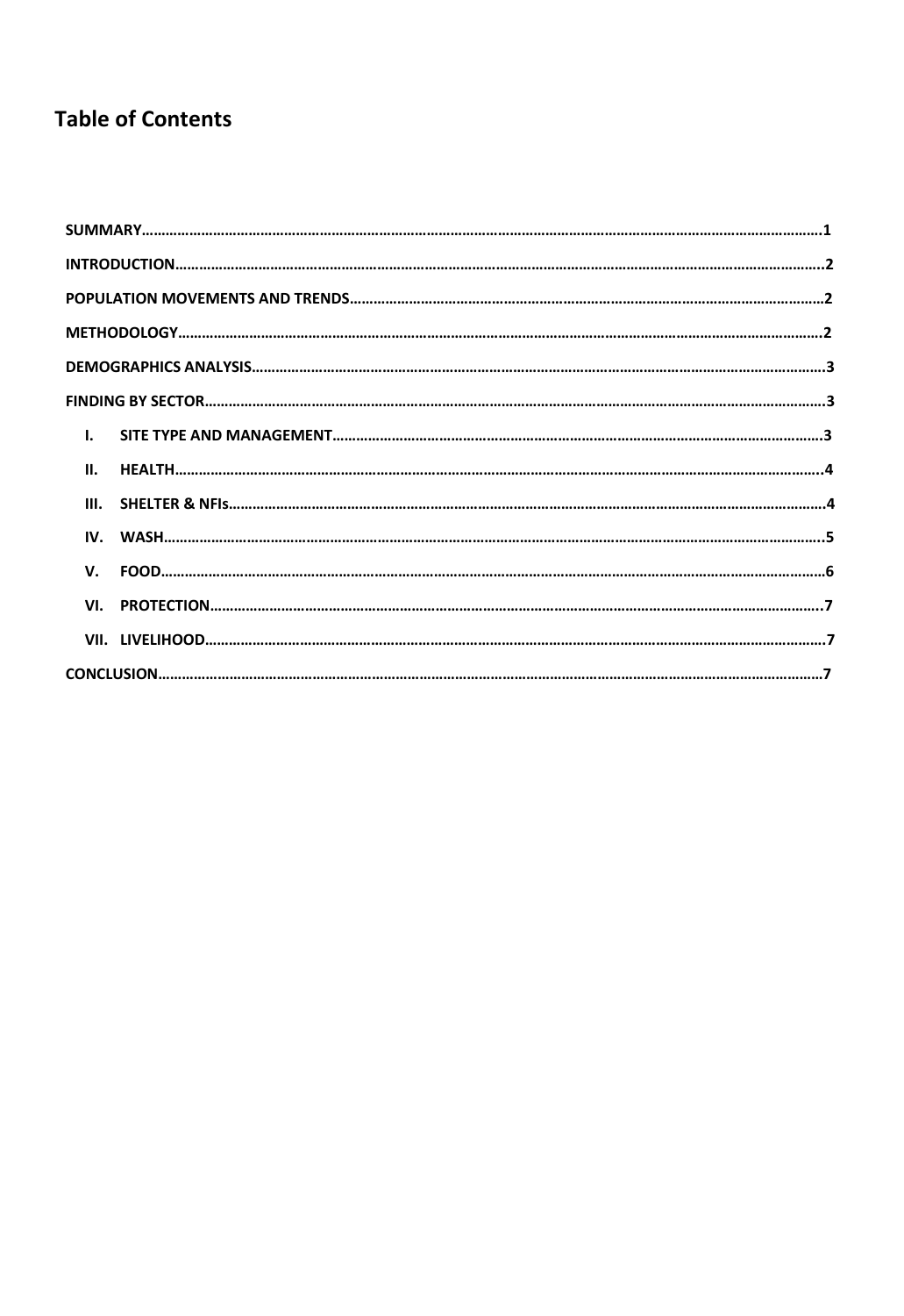# Table of Contents

SUMMARY……1

INTRODUCTION……2

POPULATION MOVEMENTS AND TRENDS……2

METHODOLOGY……2

DEMOGRAPHICS ANALYSIS……3

FINDING BY SECTOR……3

- I. SITE TYPE AND MANAGEMENT……3
- II. HEALTH……4
- III. SHELTER & NFIs……4
- IV. WASH……5
- V. FOOD……6
- VI. PROTECTION……7
- VII. LIVELIHOOD……7

CONCLUSION……7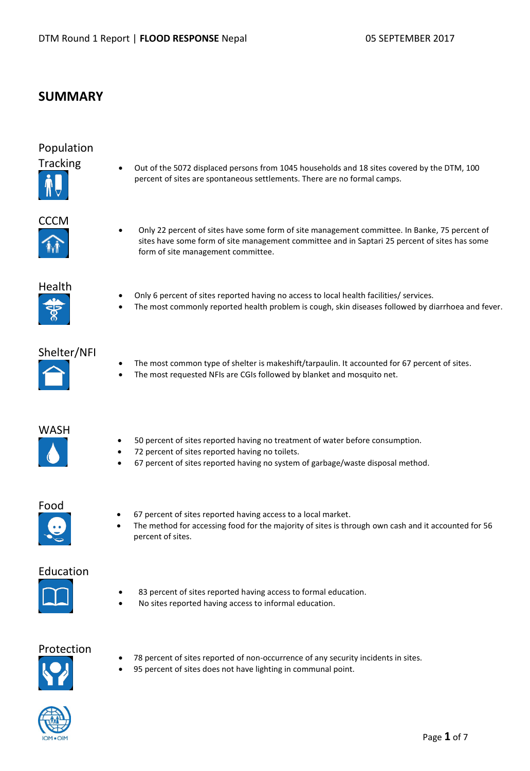# SUMMARY

## Population Tracking

- Out of the 5072 displaced persons from 1045 households and 18 sites covered by the DTM, 100 percent of sites are spontaneous settlements. There are no formal camps.

## CCCM

- Only 22 percent of sites have some form of site management committee. In Banke, 75 percent of sites have some form of site management committee and in Saptari 25 percent of sites has some form of site management committee.

## Health

- Only 6 percent of sites reported having no access to local health facilities/ services.
- The most commonly reported health problem is cough, skin diseases followed by diarrhoea and fever.

## Shelter/NFI

- The most common type of shelter is makeshift/tarpaulin. It accounted for 67 percent of sites.
- The most requested NFIs are CGIs followed by blanket and mosquito net.

## WASH

- 50 percent of sites reported having no treatment of water before consumption.
- 72 percent of sites reported having no toilets.
- 67 percent of sites reported having no system of garbage/waste disposal method.

## Food

- 67 percent of sites reported having access to a local market.
- The method for accessing food for the majority of sites is through own cash and it accounted for 56 percent of sites.

## Education

- 83 percent of sites reported having access to formal education.
- No sites reported having access to informal education.

## Protection

- 78 percent of sites reported of non-occurrence of any security incidents in sites.
- 95 percent of sites does not have lighting in communal point.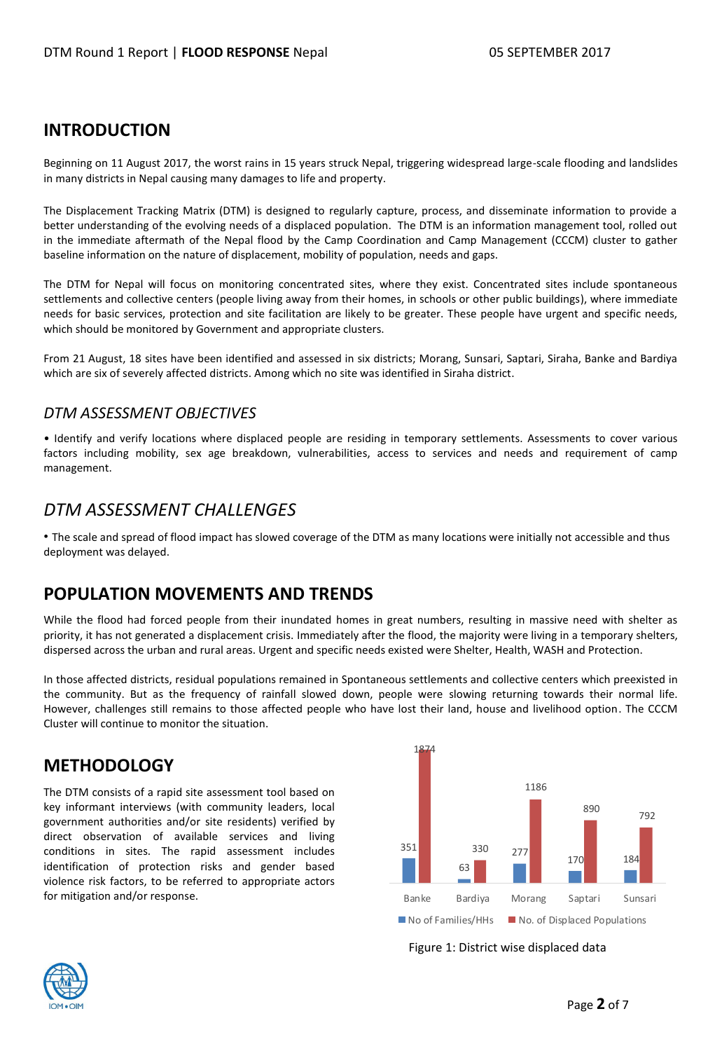## INTRODUCTION

Beginning on 11 August 2017, the worst rains in 15 years struck Nepal, triggering widespread large-scale flooding and landslides in many districts in Nepal causing many damages to life and property.

The Displacement Tracking Matrix (DTM) is designed to regularly capture, process, and disseminate information to provide a better understanding of the evolving needs of a displaced population. The DTM is an information management tool, rolled out in the immediate aftermath of the Nepal flood by the Camp Coordination and Camp Management (CCCM) cluster to gather baseline information on the nature of displacement, mobility of population, needs and gaps.

The DTM for Nepal will focus on monitoring concentrated sites, where they exist. Concentrated sites include spontaneous settlements and collective centers (people living away from their homes, in schools or other public buildings), where immediate needs for basic services, protection and site facilitation are likely to be greater. These people have urgent and specific needs, which should be monitored by Government and appropriate clusters.

From 21 August, 18 sites have been identified and assessed in six districts; Morang, Sunsari, Saptari, Siraha, Banke and Bardiya which are six of severely affected districts. Among which no site was identified in Siraha district.

### *DTM ASSESSMENT OBJECTIVES*

• Identify and verify locations where displaced people are residing in temporary settlements. Assessments to cover various factors including mobility, sex age breakdown, vulnerabilities, access to services and needs and requirement of camp management.

### *DTM ASSESSMENT CHALLENGES*

• The scale and spread of flood impact has slowed coverage of the DTM as many locations were initially not accessible and thus deployment was delayed.

## POPULATION MOVEMENTS AND TRENDS

While the flood had forced people from their inundated homes in great numbers, resulting in massive need with shelter as priority, it has not generated a displacement crisis. Immediately after the flood, the majority were living in a temporary shelters, dispersed across the urban and rural areas. Urgent and specific needs existed were Shelter, Health, WASH and Protection.

In those affected districts, residual populations remained in Spontaneous settlements and collective centers which preexisted in the community. But as the frequency of rainfall slowed down, people were slowing returning towards their normal life. However, challenges still remains to those affected people who have lost their land, house and livelihood option. The CCCM Cluster will continue to monitor the situation.

## METHODOLOGY

The DTM consists of a rapid site assessment tool based on key informant interviews (with community leaders, local government authorities and/or site residents) verified by direct observation of available services and living conditions in sites. The rapid assessment includes identification of protection risks and gender based violence risk factors, to be referred to appropriate actors for mitigation and/or response.

| District | No of Families/HHs | No. of Displaced Populations |
|---|---|---|
| Banke | 351 | 1874 |
| Bardiya | 63 | 330 |
| Morang | 277 | 1186 |
| Saptari | 170 | 890 |
| Sunsari | 184 | 792 |

Figure 1: District wise displaced data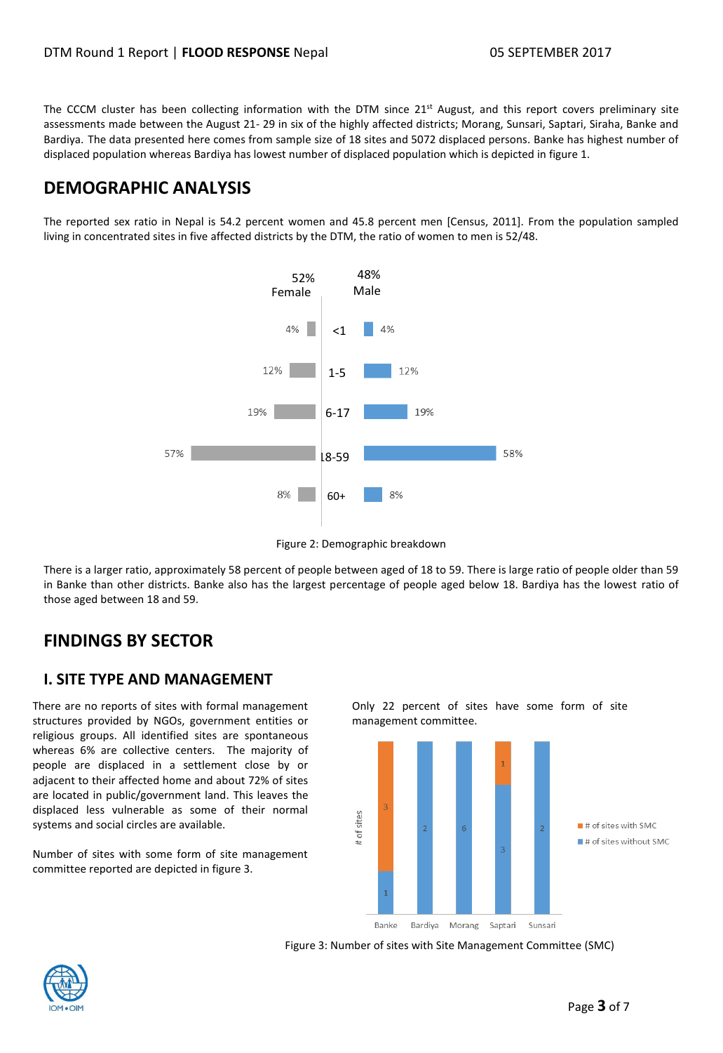The CCCM cluster has been collecting information with the DTM since 21st August, and this report covers preliminary site assessments made between the August 21- 29 in six of the highly affected districts; Morang, Sunsari, Saptari, Siraha, Banke and Bardiya. The data presented here comes from sample size of 18 sites and 5072 displaced persons. Banke has highest number of displaced population whereas Bardiya has lowest number of displaced population which is depicted in figure 1.

## DEMOGRAPHIC ANALYSIS

The reported sex ratio in Nepal is 54.2 percent women and 45.8 percent men [Census, 2011]. From the population sampled living in concentrated sites in five affected districts by the DTM, the ratio of women to men is 52/48.

| Female (52%) | Age | Male (48%) |
|---|---|---|
| 4% | <1 | 4% |
| 12% | 1-5 | 12% |
| 19% | 6-17 | 19% |
| 57% | 18-59 | 58% |
| 8% | 60+ | 8% |

Figure 2: Demographic breakdown

There is a larger ratio, approximately 58 percent of people between aged of 18 to 59. There is large ratio of people older than 59 in Banke than other districts. Banke also has the largest percentage of people aged below 18. Bardiya has the lowest ratio of those aged between 18 and 59.

## FINDINGS BY SECTOR

### I. SITE TYPE AND MANAGEMENT

There are no reports of sites with formal management structures provided by NGOs, government entities or religious groups. All identified sites are spontaneous whereas 6% are collective centers. The majority of people are displaced in a settlement close by or adjacent to their affected home and about 72% of sites are located in public/government land. This leaves the displaced less vulnerable as some of their normal systems and social circles are available.

Number of sites with some form of site management committee reported are depicted in figure 3.

Only 22 percent of sites have some form of site management committee.

| District | # of sites with SMC | # of sites without SMC |
|---|---|---|
| Banke | 3 | 1 |
| Bardiya | | 2 |
| Morang | | 6 |
| Saptari | 1 | 3 |
| Sunsari | | 2 |

Figure 3: Number of sites with Site Management Committee (SMC)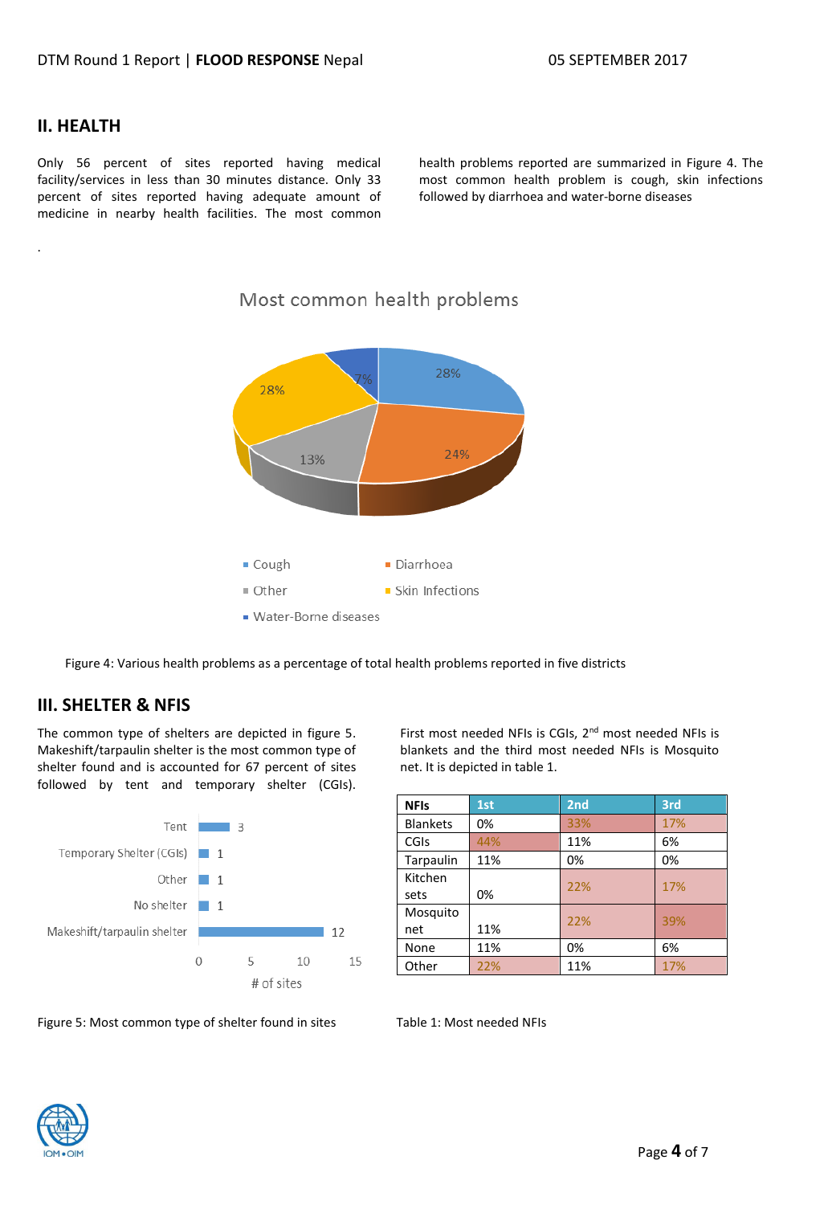## II. HEALTH

Only 56 percent of sites reported having medical facility/services in less than 30 minutes distance. Only 33 percent of sites reported having adequate amount of medicine in nearby health facilities. The most common health problems reported are summarized in Figure 4. The most common health problem is cough, skin infections followed by diarrhoea and water-borne diseases

.

Figure 4: Various health problems as a percentage of total health problems reported in five districts

## III. SHELTER & NFIS

The common type of shelters are depicted in figure 5. Makeshift/tarpaulin shelter is the most common type of shelter found and is accounted for 67 percent of sites followed by tent and temporary shelter (CGIs).

Figure 5: Most common type of shelter found in sites

First most needed NFIs is CGIs, 2nd most needed NFIs is blankets and the third most needed NFIs is Mosquito net. It is depicted in table 1.

| NFIs | 1st | 2nd | 3rd |
|---|---|---|---|
| Blankets | 0% | 33% | 17% |
| CGIs | 44% | 11% | 6% |
| Tarpaulin | 11% | 0% | 0% |
| Kitchen sets | 0% | 22% | 17% |
| Mosquito net | 11% | 22% | 39% |
| None | 11% | 0% | 6% |
| Other | 22% | 11% | 17% |

Table 1: Most needed NFIs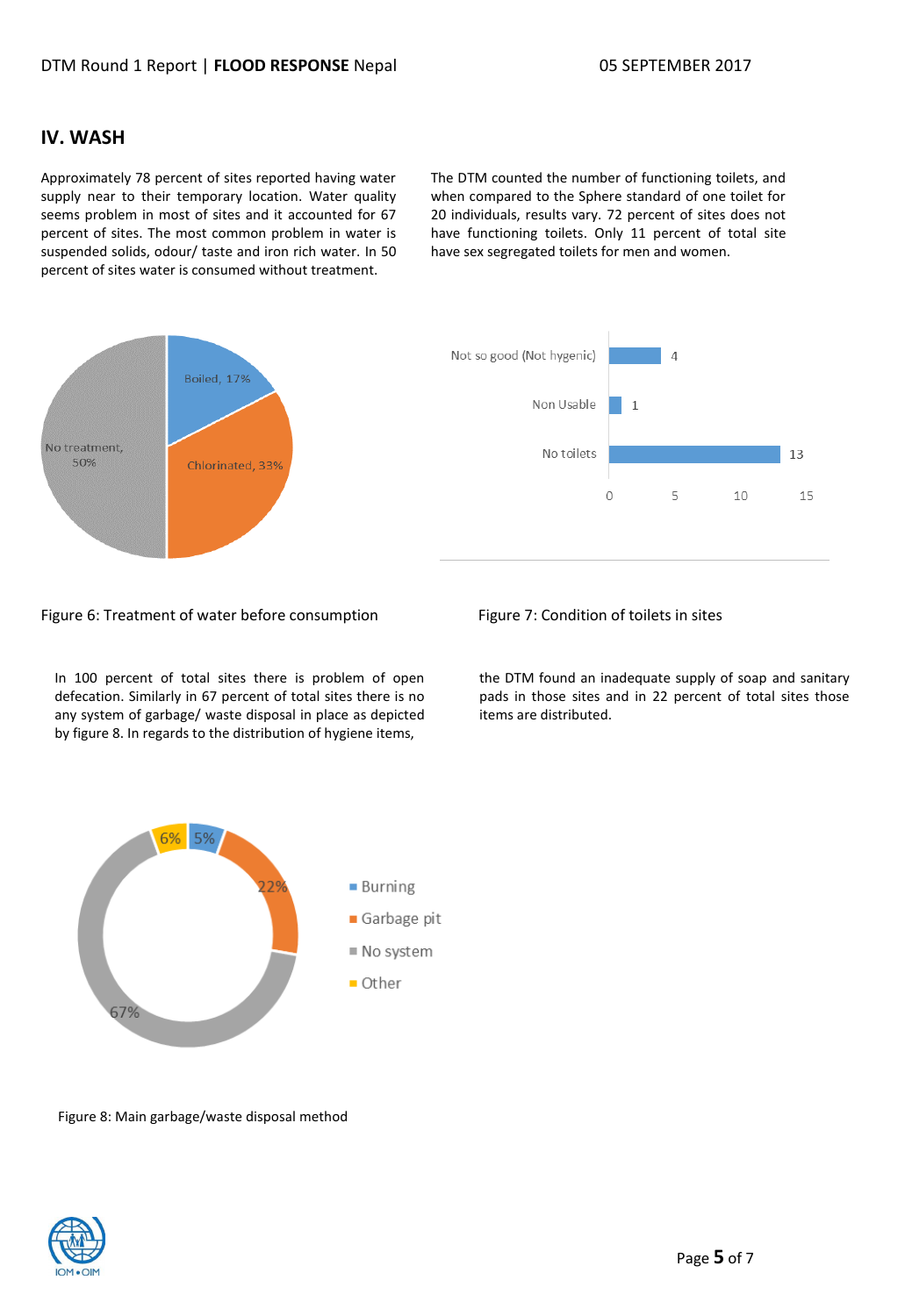## IV. WASH

Approximately 78 percent of sites reported having water supply near to their temporary location. Water quality seems problem in most of sites and it accounted for 67 percent of sites. The most common problem in water is suspended solids, odour/ taste and iron rich water. In 50 percent of sites water is consumed without treatment.

The DTM counted the number of functioning toilets, and when compared to the Sphere standard of one toilet for 20 individuals, results vary. 72 percent of sites does not have functioning toilets. Only 11 percent of total site have sex segregated toilets for men and women.

| Treatment | Percent |
|---|---|
| Boiled | 17% |
| Chlorinated | 33% |
| No treatment | 50% |

Figure 6: Treatment of water before consumption

| Condition | Number of sites |
|---|---|
| Not so good (Not hygenic) | 4 |
| Non Usable | 1 |
| No toilets | 13 |

Figure 7: Condition of toilets in sites

In 100 percent of total sites there is problem of open defecation. Similarly in 67 percent of total sites there is no any system of garbage/ waste disposal in place as depicted by figure 8. In regards to the distribution of hygiene items, the DTM found an inadequate supply of soap and sanitary pads in those sites and in 22 percent of total sites those items are distributed.

| Method | Percent |
|---|---|
| Burning | 5% |
| Garbage pit | 22% |
| No system | 67% |
| Other | 6% |

Figure 8: Main garbage/waste disposal method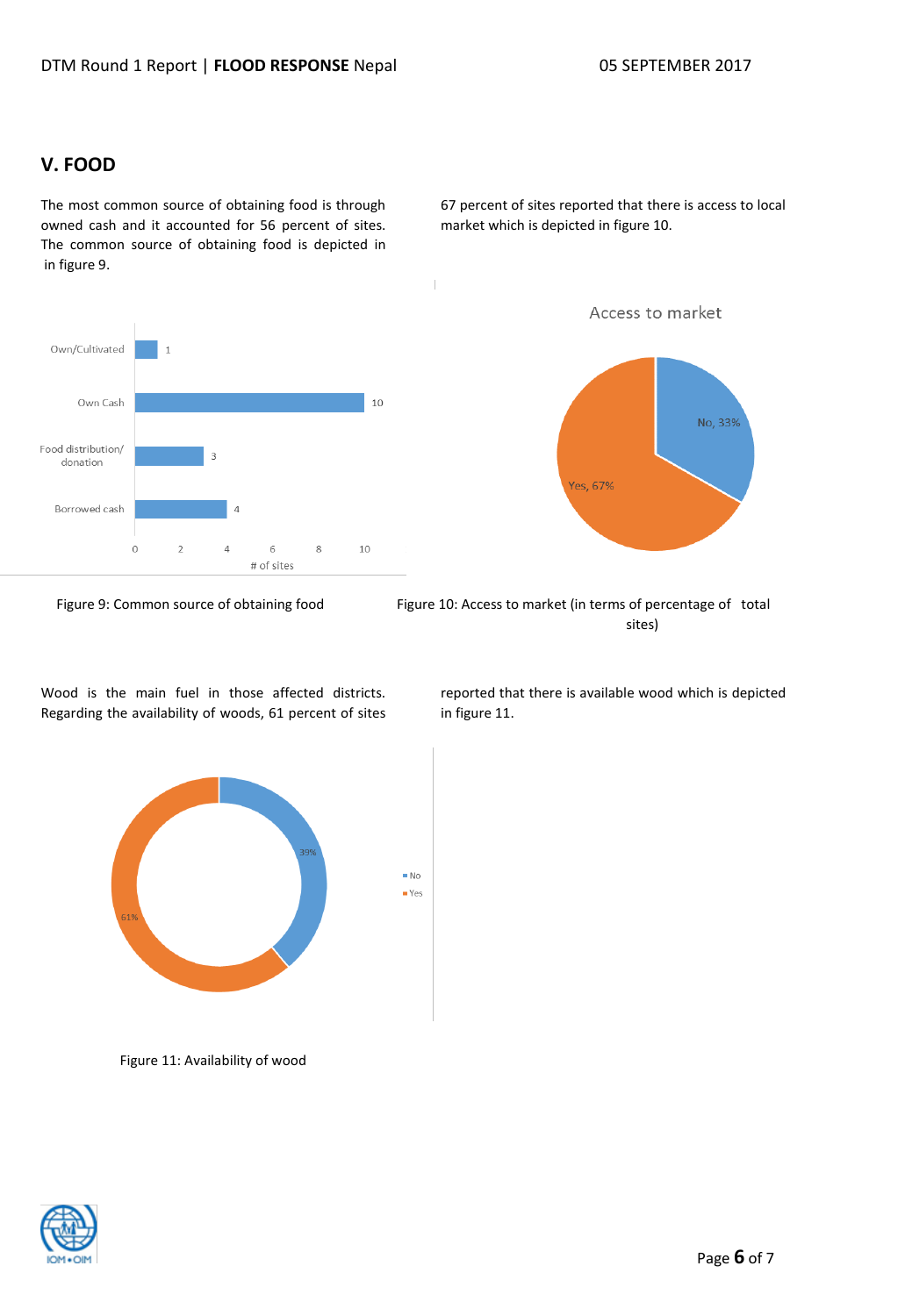## V. FOOD

The most common source of obtaining food is through owned cash and it accounted for 56 percent of sites. The common source of obtaining food is depicted in in figure 9.

67 percent of sites reported that there is access to local market which is depicted in figure 10.

| Source | # of sites |
|---|---|
| Own/Cultivated | 1 |
| Own Cash | 10 |
| Food distribution/ donation | 3 |
| Borrowed cash | 4 |

Figure 9: Common source of obtaining food

**Access to market**

| Response | Percentage |
|---|---|
| No | 33% |
| Yes | 67% |

Figure 10: Access to market (in terms of percentage of total sites)

Wood is the main fuel in those affected districts. Regarding the availability of woods, 61 percent of sites reported that there is available wood which is depicted in figure 11.

| Response | Percentage |
|---|---|
| No | 39% |
| Yes | 61% |

Figure 11: Availability of wood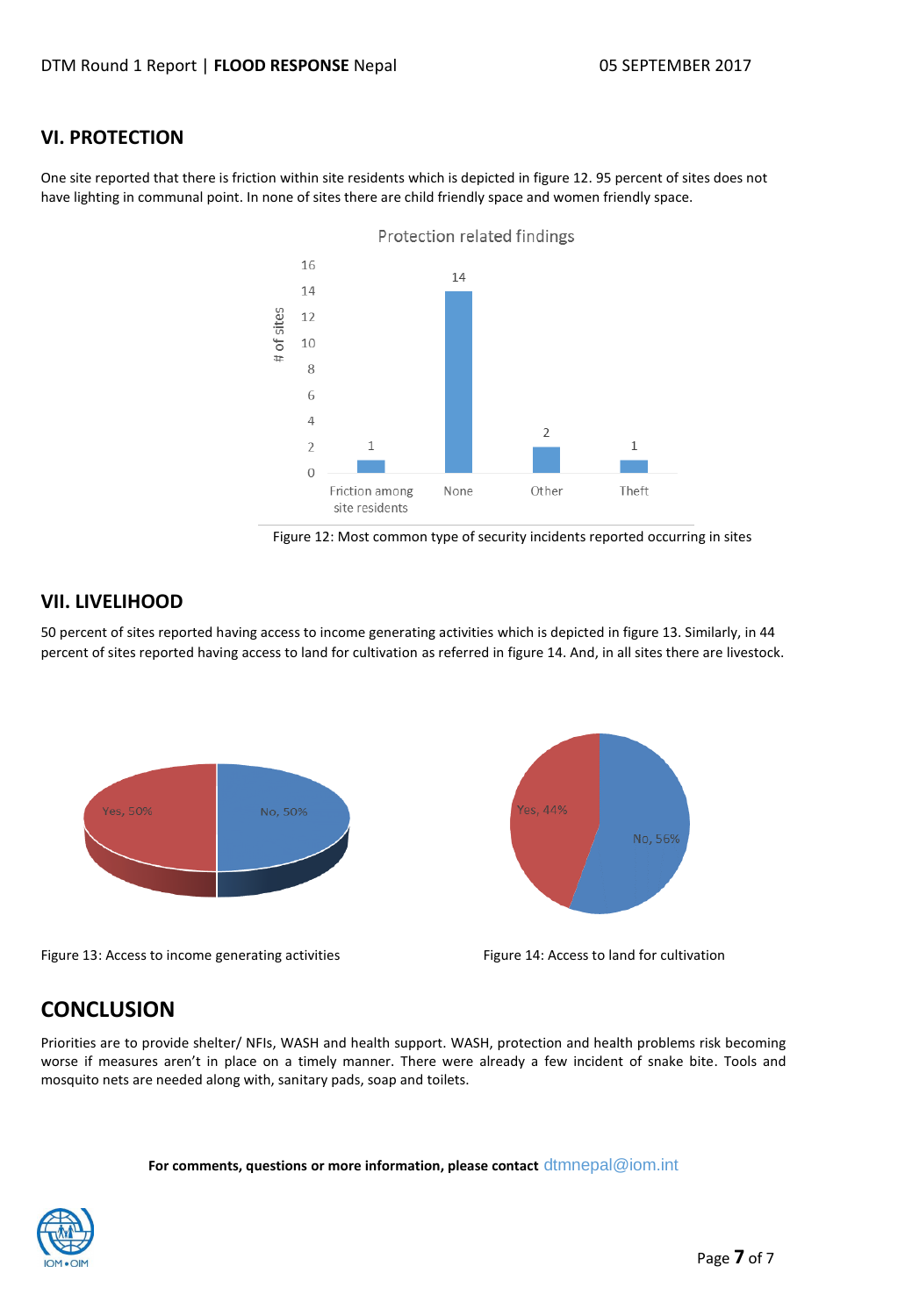## VI. PROTECTION

One site reported that there is friction within site residents which is depicted in figure 12. 95 percent of sites does not have lighting in communal point. In none of sites there are child friendly space and women friendly space.

Protection related findings

\# of sites

16
14
12
10
8
6
4
2
0

Friction among site residents: 1
None: 14
Other: 2
Theft: 1

Figure 12: Most common type of security incidents reported occurring in sites

## VII. LIVELIHOOD

50 percent of sites reported having access to income generating activities which is depicted in figure 13. Similarly, in 44 percent of sites reported having access to land for cultivation as referred in figure 14. And, in all sites there are livestock.

Yes, 50%
No, 50%

Figure 13: Access to income generating activities

Yes, 44%
No, 56%

Figure 14: Access to land for cultivation

## CONCLUSION

Priorities are to provide shelter/ NFIs, WASH and health support. WASH, protection and health problems risk becoming worse if measures aren't in place on a timely manner. There were already a few incident of snake bite. Tools and mosquito nets are needed along with, sanitary pads, soap and toilets.

**For comments, questions or more information, please contact** dtmnepal@iom.int

IOM • OIM